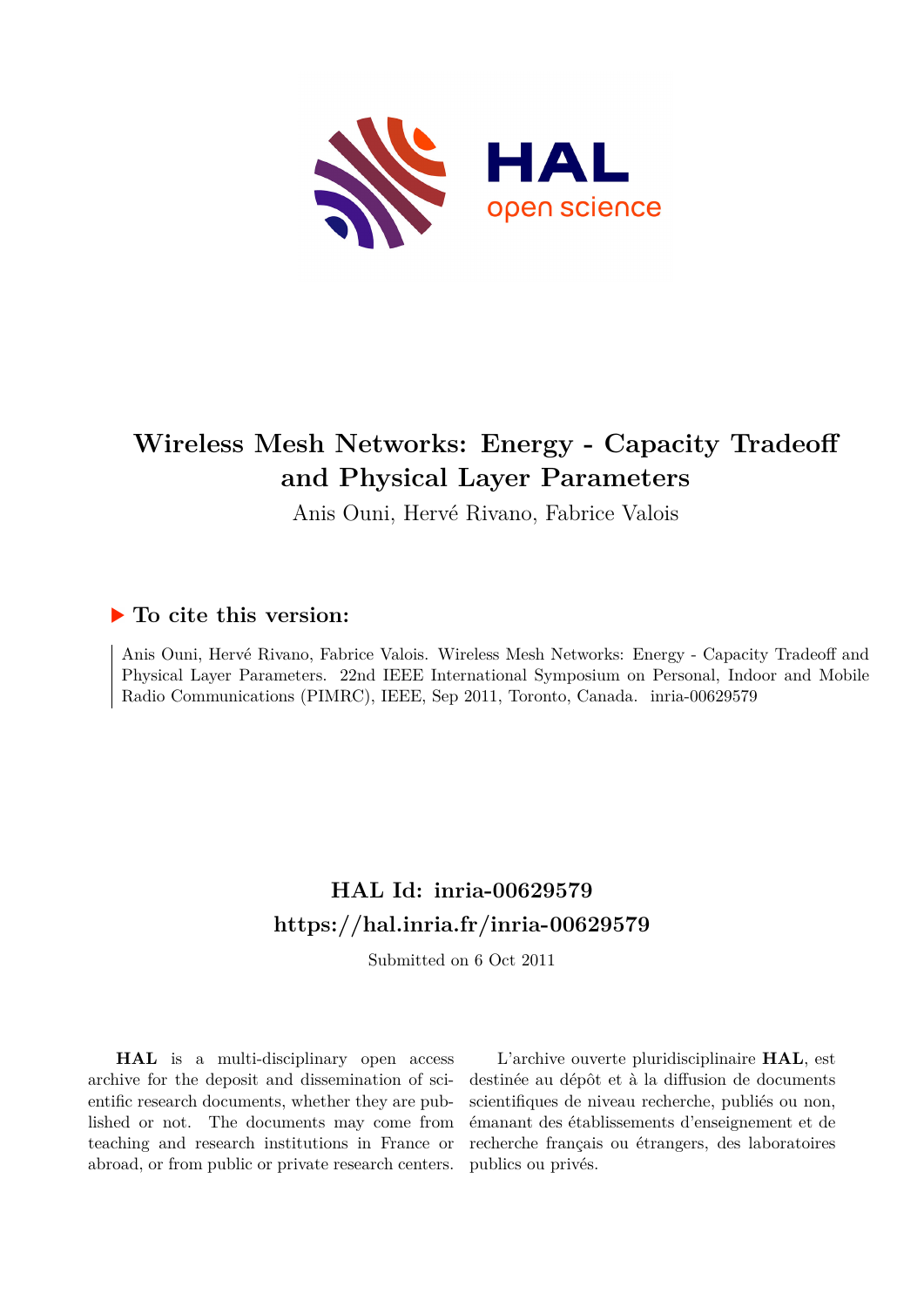# Wireless Mesh Networks: Energy - Capacity Tradeoff and Physical Layer Parameters

Anis Ouni, Hervé Rivano, Fabrice Valois

## ▶ To cite this version:

Anis Ouni, Hervé Rivano, Fabrice Valois. Wireless Mesh Networks: Energy - Capacity Tradeoff and Physical Layer Parameters. 22nd IEEE International Symposium on Personal, Indoor and Mobile Radio Communications (PIMRC), IEEE, Sep 2011, Toronto, Canada. inria-00629579

## HAL Id: inria-00629579
## https://hal.inria.fr/inria-00629579

Submitted on 6 Oct 2011

**HAL** is a multi-disciplinary open access archive for the deposit and dissemination of scientific research documents, whether they are published or not. The documents may come from teaching and research institutions in France or abroad, or from public or private research centers.

L'archive ouverte pluridisciplinaire **HAL**, est destinée au dépôt et à la diffusion de documents scientifiques de niveau recherche, publiés ou non, émanant des établissements d'enseignement et de recherche français ou étrangers, des laboratoires publics ou privés.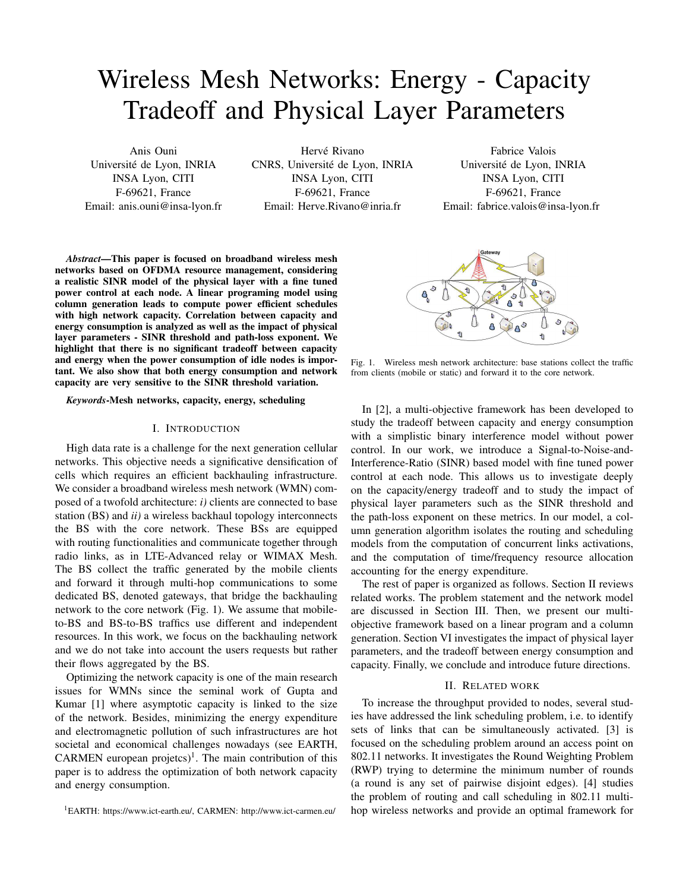# Wireless Mesh Networks: Energy - Capacity Tradeoff and Physical Layer Parameters

Anis Ouni
Université de Lyon, INRIA
INSA Lyon, CITI
F-69621, France
Email: anis.ouni@insa-lyon.fr

Hervé Rivano
CNRS, Université de Lyon, INRIA
INSA Lyon, CITI
F-69621, France
Email: Herve.Rivano@inria.fr

Fabrice Valois
Université de Lyon, INRIA
INSA Lyon, CITI
F-69621, France
Email: fabrice.valois@insa-lyon.fr

***Abstract*—This paper is focused on broadband wireless mesh networks based on OFDMA resource management, considering a realistic SINR model of the physical layer with a fine tuned power control at each node. A linear programing model using column generation leads to compute power efficient schedules with high network capacity. Correlation between capacity and energy consumption is analyzed as well as the impact of physical layer parameters - SINR threshold and path-loss exponent. We highlight that there is no significant tradeoff between capacity and energy when the power consumption of idle nodes is important. We also show that both energy consumption and network capacity are very sensitive to the SINR threshold variation.**

***Keywords*-Mesh networks, capacity, energy, scheduling**

## I. Introduction

High data rate is a challenge for the next generation cellular networks. This objective needs a significative densification of cells which requires an efficient backhauling infrastructure. We consider a broadband wireless mesh network (WMN) composed of a twofold architecture: *i)* clients are connected to base station (BS) and *ii)* a wireless backhaul topology interconnects the BS with the core network. These BSs are equipped with routing functionalities and communicate together through radio links, as in LTE-Advanced relay or WIMAX Mesh. The BS collect the traffic generated by the mobile clients and forward it through multi-hop communications to some dedicated BS, denoted gateways, that bridge the backhauling network to the core network (Fig. 1). We assume that mobile-to-BS and BS-to-BS traffics use different and independent resources. In this work, we focus on the backhauling network and we do not take into account the users requests but rather their flows aggregated by the BS.

Optimizing the network capacity is one of the main research issues for WMNs since the seminal work of Gupta and Kumar [1] where asymptotic capacity is linked to the size of the network. Besides, minimizing the energy expenditure and electromagnetic pollution of such infrastructures are hot societal and economical challenges nowadays (see EARTH, CARMEN european projetcs)[1]. The main contribution of this paper is to address the optimization of both network capacity and energy consumption.

[1]EARTH: https://www.ict-earth.eu/, CARMEN: http://www.ict-carmen.eu/

Gateway

Fig. 1. Wireless mesh network architecture: base stations collect the traffic from clients (mobile or static) and forward it to the core network.

In [2], a multi-objective framework has been developed to study the tradeoff between capacity and energy consumption with a simplistic binary interference model without power control. In our work, we introduce a Signal-to-Noise-and-Interference-Ratio (SINR) based model with fine tuned power control at each node. This allows us to investigate deeply on the capacity/energy tradeoff and to study the impact of physical layer parameters such as the SINR threshold and the path-loss exponent on these metrics. In our model, a column generation algorithm isolates the routing and scheduling models from the computation of concurrent links activations, and the computation of time/frequency resource allocation accounting for the energy expenditure.

The rest of paper is organized as follows. Section II reviews related works. The problem statement and the network model are discussed in Section III. Then, we present our multi-objective framework based on a linear program and a column generation. Section VI investigates the impact of physical layer parameters, and the tradeoff between energy consumption and capacity. Finally, we conclude and introduce future directions.

## II. Related work

To increase the throughput provided to nodes, several studies have addressed the link scheduling problem, i.e. to identify sets of links that can be simultaneously activated. [3] is focused on the scheduling problem around an access point on 802.11 networks. It investigates the Round Weighting Problem (RWP) trying to determine the minimum number of rounds (a round is any set of pairwise disjoint edges). [4] studies the problem of routing and call scheduling in 802.11 multi-hop wireless networks and provide an optimal framework for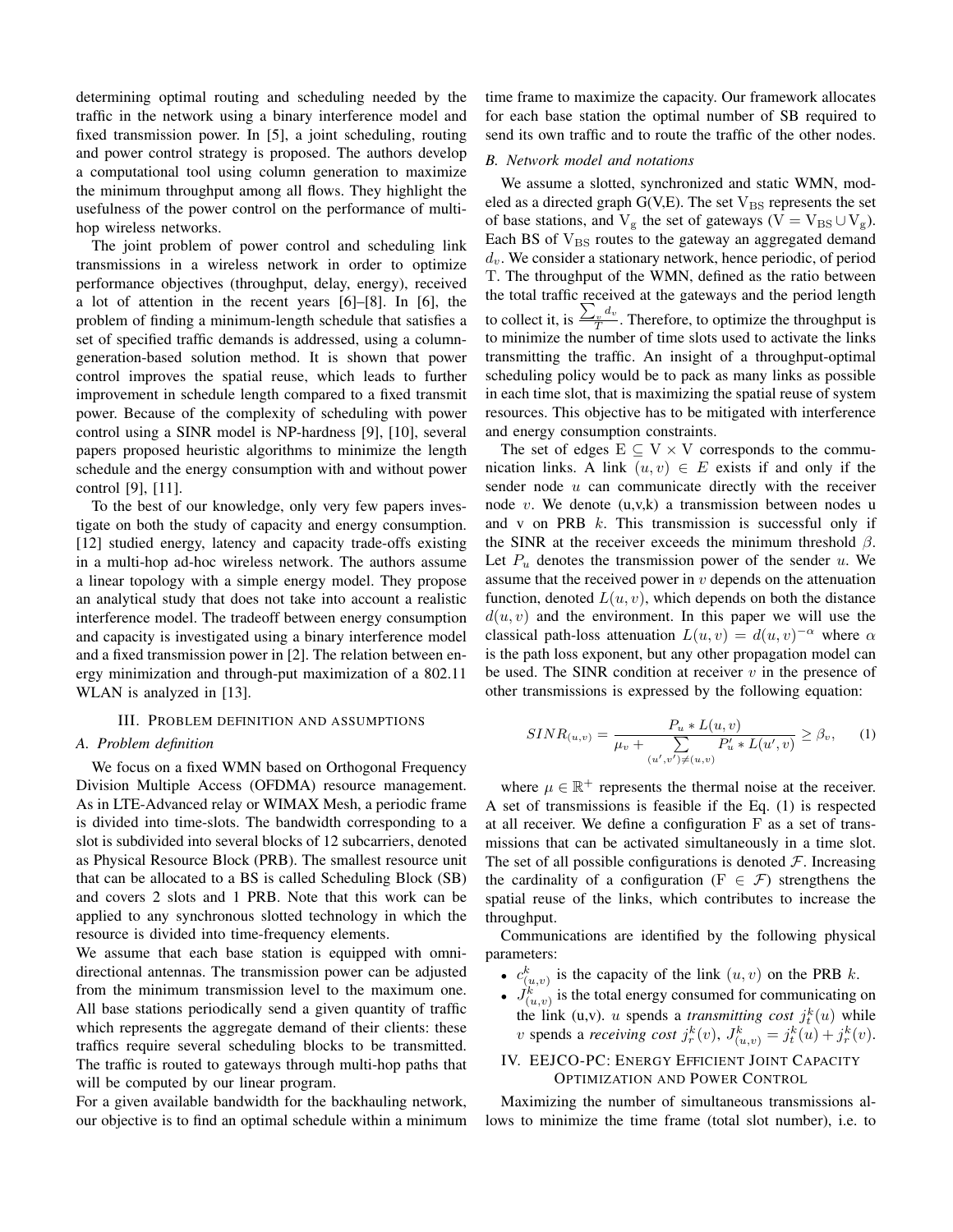determining optimal routing and scheduling needed by the traffic in the network using a binary interference model and fixed transmission power. In [5], a joint scheduling, routing and power control strategy is proposed. The authors develop a computational tool using column generation to maximize the minimum throughput among all flows. They highlight the usefulness of the power control on the performance of multi-hop wireless networks.

The joint problem of power control and scheduling link transmissions in a wireless network in order to optimize performance objectives (throughput, delay, energy), received a lot of attention in the recent years [6]–[8]. In [6], the problem of finding a minimum-length schedule that satisfies a set of specified traffic demands is addressed, using a column-generation-based solution method. It is shown that power control improves the spatial reuse, which leads to further improvement in schedule length compared to a fixed transmit power. Because of the complexity of scheduling with power control using a SINR model is NP-hardness [9], [10], several papers proposed heuristic algorithms to minimize the length schedule and the energy consumption with and without power control [9], [11].

To the best of our knowledge, only very few papers investigate on both the study of capacity and energy consumption. [12] studied energy, latency and capacity trade-offs existing in a multi-hop ad-hoc wireless network. The authors assume a linear topology with a simple energy model. They propose an analytical study that does not take into account a realistic interference model. The tradeoff between energy consumption and capacity is investigated using a binary interference model and a fixed transmission power in [2]. The relation between energy minimization and through-put maximization of a 802.11 WLAN is analyzed in [13].

## III. Problem definition and assumptions

### A. Problem definition

We focus on a fixed WMN based on Orthogonal Frequency Division Multiple Access (OFDMA) resource management. As in LTE-Advanced relay or WIMAX Mesh, a periodic frame is divided into time-slots. The bandwidth corresponding to a slot is subdivided into several blocks of 12 subcarriers, denoted as Physical Resource Block (PRB). The smallest resource unit that can be allocated to a BS is called Scheduling Block (SB) and covers 2 slots and 1 PRB. Note that this work can be applied to any synchronous slotted technology in which the resource is divided into time-frequency elements.

We assume that each base station is equipped with omni-directional antennas. The transmission power can be adjusted from the minimum transmission level to the maximum one. All base stations periodically send a given quantity of traffic which represents the aggregate demand of their clients: these traffics require several scheduling blocks to be transmitted. The traffic is routed to gateways through multi-hop paths that will be computed by our linear program.

For a given available bandwidth for the backhauling network, our objective is to find an optimal schedule within a minimum time frame to maximize the capacity. Our framework allocates for each base station the optimal number of SB required to send its own traffic and to route the traffic of the other nodes.

### B. Network model and notations

We assume a slotted, synchronized and static WMN, modeled as a directed graph G(V,E). The set $\mathrm{V_{BS}}$ represents the set of base stations, and $\mathrm{V_g}$ the set of gateways ($\mathrm{V} = \mathrm{V_{BS}} \cup \mathrm{V_g}$). Each BS of $\mathrm{V_{BS}}$ routes to the gateway an aggregated demand $d_v$. We consider a stationary network, hence periodic, of period T. The throughput of the WMN, defined as the ratio between the total traffic received at the gateways and the period length to collect it, is $\frac{\sum_v d_v}{T}$. Therefore, to optimize the throughput is to minimize the number of time slots used to activate the links transmitting the traffic. An insight of a throughput-optimal scheduling policy would be to pack as many links as possible in each time slot, that is maximizing the spatial reuse of system resources. This objective has to be mitigated with interference and energy consumption constraints.

The set of edges $\mathrm{E} \subseteq \mathrm{V} \times \mathrm{V}$ corresponds to the communication links. A link $(u, v) \in E$ exists if and only if the sender node $u$ can communicate directly with the receiver node $v$. We denote (u,v,k) a transmission between nodes u and v on PRB $k$. This transmission is successful only if the SINR at the receiver exceeds the minimum threshold $\beta$. Let $P_u$ denotes the transmission power of the sender $u$. We assume that the received power in $v$ depends on the attenuation function, denoted $L(u, v)$, which depends on both the distance $d(u, v)$ and the environment. In this paper we will use the classical path-loss attenuation $L(u, v) = d(u, v)^{-\alpha}$ where $\alpha$ is the path loss exponent, but any other propagation model can be used. The SINR condition at receiver $v$ in the presence of other transmissions is expressed by the following equation:

$$SINR_{(u,v)} = \frac{P_u * L(u,v)}{\mu_v + \sum\limits_{(u',v') \neq (u,v)} P'_u * L(u',v)} \geq \beta_v, \qquad (1)$$

where $\mu \in \mathbb{R}^+$ represents the thermal noise at the receiver. A set of transmissions is feasible if the Eq. (1) is respected at all receiver. We define a configuration F as a set of transmissions that can be activated simultaneously in a time slot. The set of all possible configurations is denoted $\mathcal{F}$. Increasing the cardinality of a configuration ($\mathrm{F} \in \mathcal{F}$) strengthens the spatial reuse of the links, which contributes to increase the throughput.

Communications are identified by the following physical parameters:

- $c^k_{(u,v)}$ is the capacity of the link $(u, v)$ on the PRB $k$.
- $J^k_{(u,v)}$ is the total energy consumed for communicating on the link (u,v). $u$ spends a *transmitting cost* $j^k_t(u)$ while $v$ spends a *receiving cost* $j^k_r(v)$, $J^k_{(u,v)} = j^k_t(u) + j^k_r(v)$.

## IV. EEJCO-PC: Energy Efficient Joint Capacity Optimization and Power Control

Maximizing the number of simultaneous transmissions allows to minimize the time frame (total slot number), i.e. to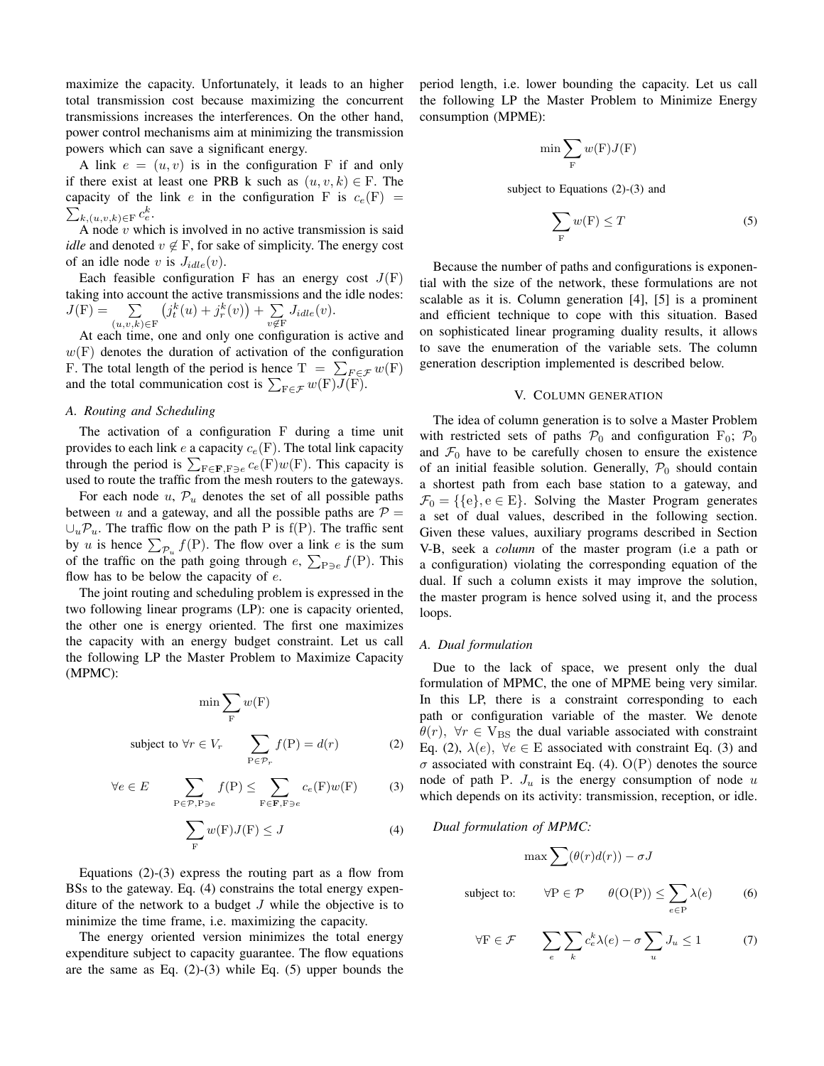maximize the capacity. Unfortunately, it leads to an higher total transmission cost because maximizing the concurrent transmissions increases the interferences. On the other hand, power control mechanisms aim at minimizing the transmission powers which can save a significant energy.

A link $e = (u, v)$ is in the configuration F if and only if there exist at least one PRB k such as $(u, v, k) \in \mathrm{F}$. The capacity of the link $e$ in the configuration F is $c_e(\mathrm{F}) = \sum_{k,(u,v,k)\in \mathrm{F}} c_e^k$.

A node $v$ which is involved in no active transmission is said *idle* and denoted $v \notin \mathrm{F}$, for sake of simplicity. The energy cost of an idle node $v$ is $J_{idle}(v)$.

Each feasible configuration F has an energy cost $J(\mathrm{F})$ taking into account the active transmissions and the idle nodes: $J(\mathrm{F}) = \sum_{(u,v,k)\in \mathrm{F}} \left(j_t^k(u) + j_r^k(v)\right) + \sum_{v \notin \mathrm{F}} J_{idle}(v)$.

At each time, one and only one configuration is active and $w(\mathrm{F})$ denotes the duration of activation of the configuration F. The total length of the period is hence $\mathrm{T} = \sum_{F\in\mathcal{F}} w(\mathrm{F})$ and the total communication cost is $\sum_{\mathrm{F}\in\mathcal{F}} w(\mathrm{F})J(\mathrm{F})$.

### A. Routing and Scheduling

The activation of a configuration F during a time unit provides to each link $e$ a capacity $c_e(\mathrm{F})$. The total link capacity through the period is $\sum_{\mathrm{F}\in\mathbf{F},\mathrm{F}\ni e} c_e(\mathrm{F})w(\mathrm{F})$. This capacity is used to route the traffic from the mesh routers to the gateways.

For each node $u$, $\mathcal{P}_u$ denotes the set of all possible paths between $u$ and a gateway, and all the possible paths are $\mathcal{P} = \cup_u \mathcal{P}_u$. The traffic flow on the path P is f(P). The traffic sent by $u$ is hence $\sum_{\mathcal{P}_u} f(\mathrm{P})$. The flow over a link $e$ is the sum of the traffic on the path going through $e$, $\sum_{\mathrm{P}\ni e} f(\mathrm{P})$. This flow has to be below the capacity of $e$.

The joint routing and scheduling problem is expressed in the two following linear programs (LP): one is capacity oriented, the other one is energy oriented. The first one maximizes the capacity with an energy budget constraint. Let us call the following LP the Master Problem to Maximize Capacity (MPMC):

$$\min \sum_{\mathrm{F}} w(\mathrm{F})$$

$$\text{subject to } \forall r \in V_r \qquad \sum_{\mathrm{P}\in\mathcal{P}_r} f(\mathrm{P}) = d(r) \tag{2}$$

$$\forall e \in E \qquad \sum_{\mathrm{P}\in\mathcal{P},\mathrm{P}\ni e} f(\mathrm{P}) \le \sum_{\mathrm{F}\in\mathbf{F},\mathrm{F}\ni e} c_e(\mathrm{F})w(\mathrm{F}) \tag{3}$$

$$\sum_{\mathrm{F}} w(\mathrm{F})J(\mathrm{F}) \le J \tag{4}$$

Equations (2)-(3) express the routing part as a flow from BSs to the gateway. Eq. (4) constrains the total energy expenditure of the network to a budget $J$ while the objective is to minimize the time frame, i.e. maximizing the capacity.

The energy oriented version minimizes the total energy expenditure subject to capacity guarantee. The flow equations are the same as Eq. (2)-(3) while Eq. (5) upper bounds the period length, i.e. lower bounding the capacity. Let us call the following LP the Master Problem to Minimize Energy consumption (MPME):

$$\min \sum_{\mathrm{F}} w(\mathrm{F})J(\mathrm{F})$$

subject to Equations (2)-(3) and

$$\sum_{\mathrm{F}} w(\mathrm{F}) \le T \tag{5}$$

Because the number of paths and configurations is exponential with the size of the network, these formulations are not scalable as it is. Column generation [4], [5] is a prominent and efficient technique to cope with this situation. Based on sophisticated linear programing duality results, it allows to save the enumeration of the variable sets. The column generation description implemented is described below.

## V. Column generation

The idea of column generation is to solve a Master Problem with restricted sets of paths $\mathcal{P}_0$ and configuration $\mathrm{F}_0$; $\mathcal{P}_0$ and $\mathcal{F}_0$ have to be carefully chosen to ensure the existence of an initial feasible solution. Generally, $\mathcal{P}_0$ should contain a shortest path from each base station to a gateway, and $\mathcal{F}_0 = \{\{\mathrm{e}\}, \mathrm{e} \in \mathrm{E}\}$. Solving the Master Program generates a set of dual values, described in the following section. Given these values, auxiliary programs described in Section V-B, seek a *column* of the master program (i.e a path or a configuration) violating the corresponding equation of the dual. If such a column exists it may improve the solution, the master program is hence solved using it, and the process loops.

### A. Dual formulation

Due to the lack of space, we present only the dual formulation of MPMC, the one of MPME being very similar. In this LP, there is a constraint corresponding to each path or configuration variable of the master. We denote $\theta(r)$, $\forall r \in \mathrm{V}_{\mathrm{BS}}$ the dual variable associated with constraint Eq. (2), $\lambda(e)$, $\forall e \in \mathrm{E}$ associated with constraint Eq. (3) and $\sigma$ associated with constraint Eq. (4). O(P) denotes the source node of path P. $J_u$ is the energy consumption of node $u$ which depends on its activity: transmission, reception, or idle.

*Dual formulation of MPMC:*

$$\max \sum (\theta(r)d(r)) - \sigma J$$

$$\text{subject to:} \qquad \forall \mathrm{P} \in \mathcal{P} \qquad \theta(\mathrm{O(P)}) \le \sum_{e\in \mathrm{P}} \lambda(e) \tag{6}$$

$$\forall \mathrm{F} \in \mathcal{F} \qquad \sum_e \sum_k c_e^k \lambda(e) - \sigma \sum_u J_u \le 1 \tag{7}$$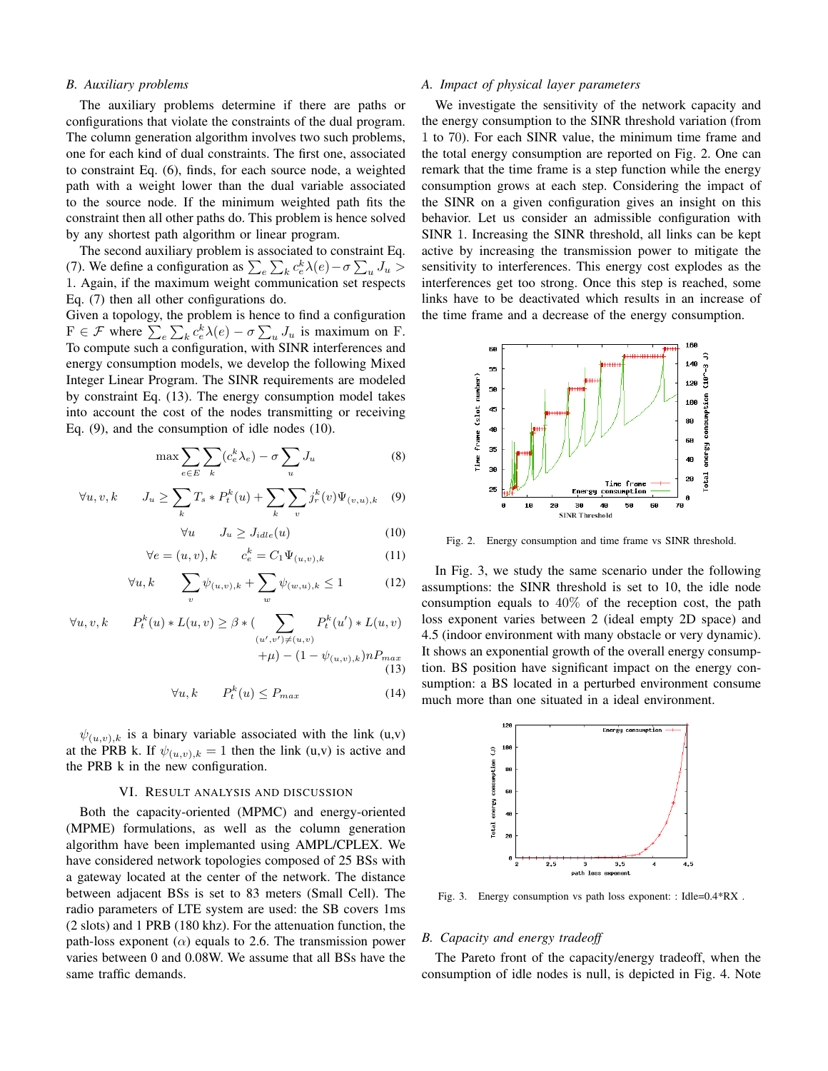### B. Auxiliary problems

The auxiliary problems determine if there are paths or configurations that violate the constraints of the dual program. The column generation algorithm involves two such problems, one for each kind of dual constraints. The first one, associated to constraint Eq. (6), finds, for each source node, a weighted path with a weight lower than the dual variable associated to the source node. If the minimum weighted path fits the constraint then all other paths do. This problem is hence solved by any shortest path algorithm or linear program.

The second auxiliary problem is associated to constraint Eq. (7). We define a configuration as $\sum_e \sum_k c_e^k \lambda(e) - \sigma \sum_u J_u > 1$. Again, if the maximum weight communication set respects Eq. (7) then all other configurations do.
Given a topology, the problem is hence to find a configuration $F \in \mathcal{F}$ where $\sum_e \sum_k c_e^k \lambda(e) - \sigma \sum_u J_u$ is maximum on F. To compute such a configuration, with SINR interferences and energy consumption models, we develop the following Mixed Integer Linear Program. The SINR requirements are modeled by constraint Eq. (13). The energy consumption model takes into account the cost of the nodes transmitting or receiving Eq. (9), and the consumption of idle nodes (10).

$$\max \sum_{e \in E} \sum_k (c_e^k \lambda_e) - \sigma \sum_u J_u \tag{8}$$

$$\forall u, v, k \qquad J_u \geq \sum_k T_s * P_t^k(u) + \sum_k \sum_v j_r^k(v) \Psi_{(v,u),k} \tag{9}$$

$$\forall u \qquad J_u \geq J_{idle}(u) \tag{10}$$

$$\forall e = (u, v), k \qquad c_e^k = C_1 \Psi_{(u,v),k} \tag{11}$$

$$\forall u, k \qquad \sum_v \psi_{(u,v),k} + \sum_w \psi_{(w,u),k} \leq 1 \tag{12}$$

$$\forall u, v, k \qquad P_t^k(u) * L(u, v) \geq \beta * (\sum_{(u',v') \neq (u,v)} P_t^k(u') * L(u, v) + \mu) - (1 - \psi_{(u,v),k}) n P_{max} \tag{13}$$

$$\forall u, k \qquad P_t^k(u) \leq P_{max} \tag{14}$$

$\psi_{(u,v),k}$ is a binary variable associated with the link (u,v) at the PRB k. If $\psi_{(u,v),k} = 1$ then the link (u,v) is active and the PRB k in the new configuration.

## VI. Result analysis and discussion

Both the capacity-oriented (MPMC) and energy-oriented (MPME) formulations, as well as the column generation algorithm have been implemanted using AMPL/CPLEX. We have considered network topologies composed of 25 BSs with a gateway located at the center of the network. The distance between adjacent BSs is set to 83 meters (Small Cell). The radio parameters of LTE system are used: the SB covers 1ms (2 slots) and 1 PRB (180 khz). For the attenuation function, the path-loss exponent ($\alpha$) equals to 2.6. The transmission power varies between 0 and 0.08W. We assume that all BSs have the same traffic demands.

### A. Impact of physical layer parameters

We investigate the sensitivity of the network capacity and the energy consumption to the SINR threshold variation (from 1 to 70). For each SINR value, the minimum time frame and the total energy consumption are reported on Fig. 2. One can remark that the time frame is a step function while the energy consumption grows at each step. Considering the impact of the SINR on a given configuration gives an insight on this behavior. Let us consider an admissible configuration with SINR 1. Increasing the SINR threshold, all links can be kept active by increasing the transmission power to mitigate the sensitivity to interferences. This energy cost explodes as the interferences get too strong. Once this step is reached, some links have to be deactivated which results in an increase of the time frame and a decrease of the energy consumption.

Fig. 2. Energy consumption and time frame vs SINR threshold.

In Fig. 3, we study the same scenario under the following assumptions: the SINR threshold is set to 10, the idle node consumption equals to 40% of the reception cost, the path loss exponent varies between 2 (ideal empty 2D space) and 4.5 (indoor environment with many obstacle or very dynamic). It shows an exponential growth of the overall energy consumption. BS position have significant impact on the energy consumption: a BS located in a perturbed environment consume much more than one situated in a ideal environment.

Fig. 3. Energy consumption vs path loss exponent: : Idle=0.4*RX .

### B. Capacity and energy tradeoff

The Pareto front of the capacity/energy tradeoff, when the consumption of idle nodes is null, is depicted in Fig. 4. Note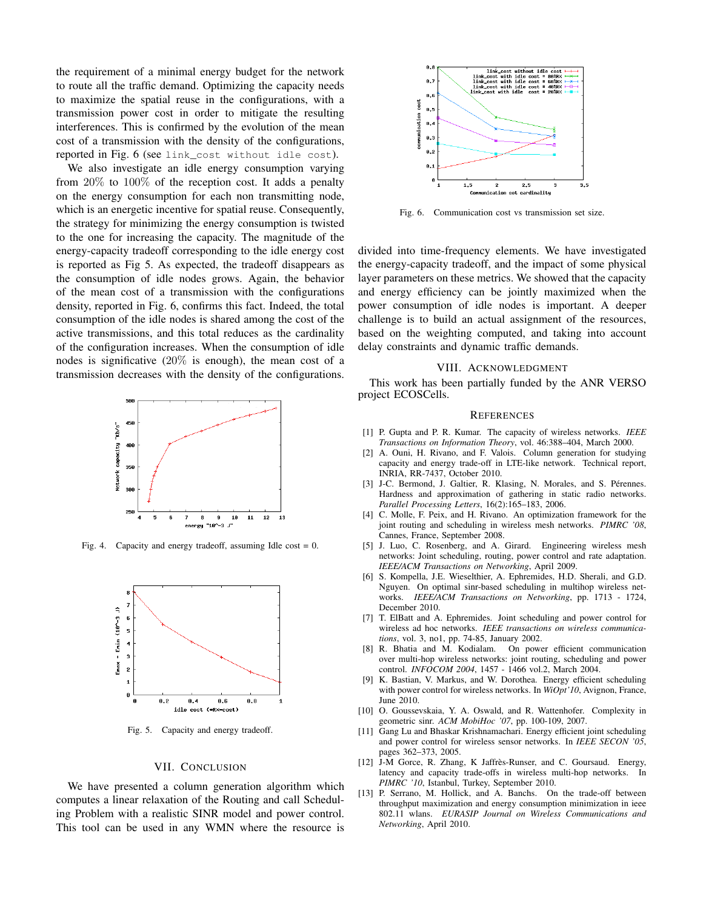the requirement of a minimal energy budget for the network to route all the traffic demand. Optimizing the capacity needs to maximize the spatial reuse in the configurations, with a transmission power cost in order to mitigate the resulting interferences. This is confirmed by the evolution of the mean cost of a transmission with the density of the configurations, reported in Fig. 6 (see `link_cost without idle cost`).

We also investigate an idle energy consumption varying from 20% to 100% of the reception cost. It adds a penalty on the energy consumption for each non transmitting node, which is an energetic incentive for spatial reuse. Consequently, the strategy for minimizing the energy consumption is twisted to the one for increasing the capacity. The magnitude of the energy-capacity tradeoff corresponding to the idle energy cost is reported as Fig 5. As expected, the tradeoff disappears as the consumption of idle nodes grows. Again, the behavior of the mean cost of a transmission with the configurations density, reported in Fig. 6, confirms this fact. Indeed, the total consumption of the idle nodes is shared among the cost of the active transmissions, and this total reduces as the cardinality of the configuration increases. When the consumption of idle nodes is significative (20% is enough), the mean cost of a transmission decreases with the density of the configurations.

Network capacity "kb/s"
energy "10^-3 J"

Fig. 4. Capacity and energy tradeoff, assuming Idle cost = 0.

Emax - Emin (10^-3 J)
idle cost (*RX-cost)

Fig. 5. Capacity and energy tradeoff.

link_cost without idle cost
link_cost with idle cost = 80%RX
link_cost with idle cost = 60%RX
link_cost with idle cost = 40%RX
link_cost with idle cost = 20%RX
communication cost
Communication set cardinality

Fig. 6. Communication cost vs transmission set size.

## VII. Conclusion

We have presented a column generation algorithm which computes a linear relaxation of the Routing and call Scheduling Problem with a realistic SINR model and power control. This tool can be used in any WMN where the resource is divided into time-frequency elements. We have investigated the energy-capacity tradeoff, and the impact of some physical layer parameters on these metrics. We showed that the capacity and energy efficiency can be jointly maximized when the power consumption of idle nodes is important. A deeper challenge is to build an actual assignment of the resources, based on the weighting computed, and taking into account delay constraints and dynamic traffic demands.

## VIII. Acknowledgment

This work has been partially funded by the ANR VERSO project ECOSCells.

## References

[1] P. Gupta and P. R. Kumar. The capacity of wireless networks. *IEEE Transactions on Information Theory*, vol. 46:388–404, March 2000.

[2] A. Ouni, H. Rivano, and F. Valois. Column generation for studying capacity and energy trade-off in LTE-like network. Technical report, INRIA, RR-7437, October 2010.

[3] J-C. Bermond, J. Galtier, R. Klasing, N. Morales, and S. Pérennes. Hardness and approximation of gathering in static radio networks. *Parallel Processing Letters*, 16(2):165–183, 2006.

[4] C. Molle, F. Peix, and H. Rivano. An optimization framework for the joint routing and scheduling in wireless mesh networks. *PIMRC '08*, Cannes, France, September 2008.

[5] J. Luo, C. Rosenberg, and A. Girard. Engineering wireless mesh networks: Joint scheduling, routing, power control and rate adaptation. *IEEE/ACM Transactions on Networking*, April 2009.

[6] S. Kompella, J.E. Wieselthier, A. Ephremides, H.D. Sherali, and G.D. Nguyen. On optimal sinr-based scheduling in multihop wireless networks. *IEEE/ACM Transactions on Networking*, pp. 1713 - 1724, December 2010.

[7] T. ElBatt and A. Ephremides. Joint scheduling and power control for wireless ad hoc networks. *IEEE transactions on wireless communications*, vol. 3, no1, pp. 74-85, January 2002.

[8] R. Bhatia and M. Kodialam. On power efficient communication over multi-hop wireless networks: joint routing, scheduling and power control. *INFOCOM 2004*, 1457 - 1466 vol.2, March 2004.

[9] K. Bastian, V. Markus, and W. Dorothea. Energy efficient scheduling with power control for wireless networks. In *WiOpt'10*, Avignon, France, June 2010.

[10] O. Goussevskaia, Y. A. Oswald, and R. Wattenhofer. Complexity in geometric sinr. *ACM MobiHoc '07*, pp. 100-109, 2007.

[11] Gang Lu and Bhaskar Krishnamachari. Energy efficient joint scheduling and power control for wireless sensor networks. In *IEEE SECON '05*, pages 362–373, 2005.

[12] J-M Gorce, R. Zhang, K Jaffrès-Runser, and C. Goursaud. Energy, latency and capacity trade-offs in wireless multi-hop networks. In *PIMRC '10*, Istanbul, Turkey, September 2010.

[13] P. Serrano, M. Hollick, and A. Banchs. On the trade-off between throughput maximization and energy consumption minimization in ieee 802.11 wlans. *EURASIP Journal on Wireless Communications and Networking*, April 2010.